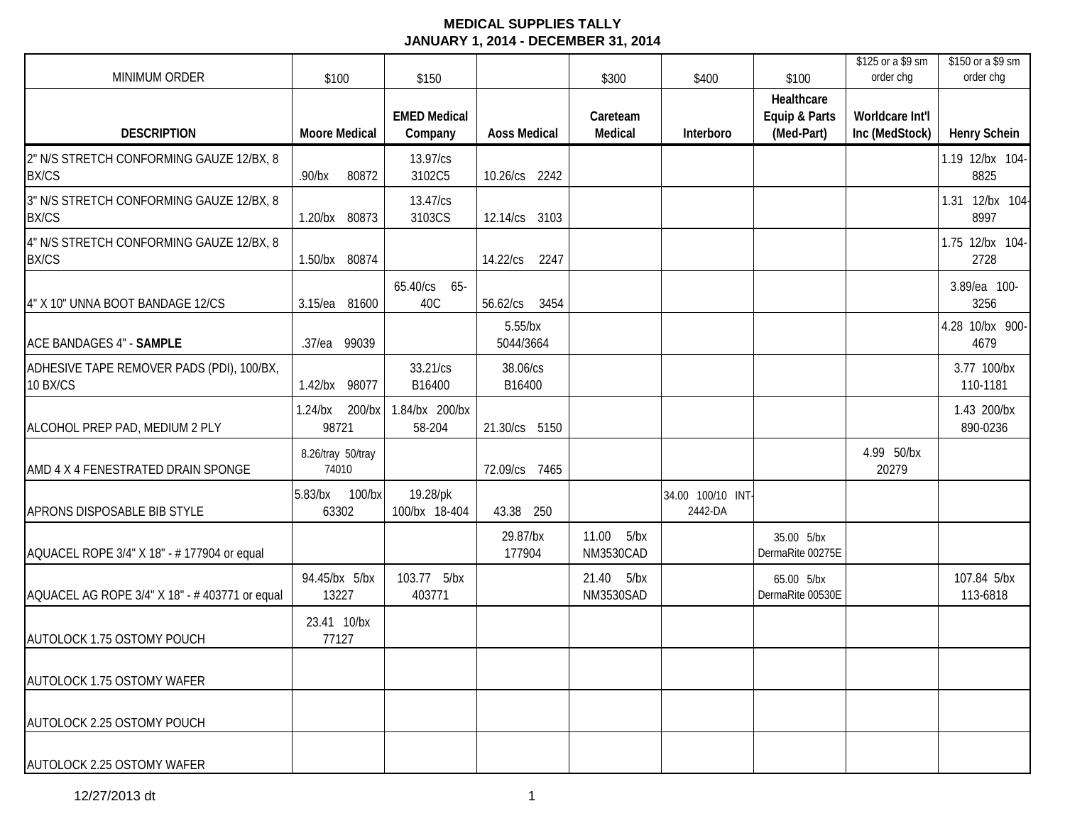# MEDICAL SUPPLIES TALLY
## JANUARY 1, 2014 - DECEMBER 31, 2014

| MINIMUM ORDER | $100 | $150 | | $300 | $400 | $100 | $125 or a $9 sm order chg | $150 or a $9 sm order chg |
|---|---|---|---|---|---|---|---|---|
| **DESCRIPTION** | **Moore Medical** | **EMED Medical Company** | **Aoss Medical** | **Careteam Medical** | **Interboro** | **Healthcare Equip & Parts (Med-Part)** | **Worldcare Int'l Inc (MedStock)** | **Henry Schein** |
| 2" N/S STRETCH CONFORMING GAUZE 12/BX, 8 BX/CS | .90/bx 80872 | 13.97/cs 3102C5 | 10.26/cs 2242 | | | | | 1.19 12/bx 104-8825 |
| 3" N/S STRETCH CONFORMING GAUZE 12/BX, 8 BX/CS | 1.20/bx 80873 | 13.47/cs 3103CS | 12.14/cs 3103 | | | | | 1.31 12/bx 104-8997 |
| 4" N/S STRETCH CONFORMING GAUZE 12/BX, 8 BX/CS | 1.50/bx 80874 | | 14.22/cs 2247 | | | | | 1.75 12/bx 104-2728 |
| 4" X 10" UNNA BOOT BANDAGE 12/CS | 3.15/ea 81600 | 65.40/cs 65-40C | 56.62/cs 3454 | | | | | 3.89/ea 100-3256 |
| ACE BANDAGES 4" - **SAMPLE** | .37/ea 99039 | | 5.55/bx 5044/3664 | | | | | 4.28 10/bx 900-4679 |
| ADHESIVE TAPE REMOVER PADS (PDI), 100/BX, 10 BX/CS | 1.42/bx 98077 | 33.21/cs B16400 | 38.06/cs B16400 | | | | | 3.77 100/bx 110-1181 |
| ALCOHOL PREP PAD, MEDIUM 2 PLY | 1.24/bx 200/bx 98721 | 1.84/bx 200/bx 58-204 | 21.30/cs 5150 | | | | | 1.43 200/bx 890-0236 |
| AMD 4 X 4 FENESTRATED DRAIN SPONGE | 8.26/tray 50/tray 74010 | | 72.09/cs 7465 | | | | 4.99 50/bx 20279 | |
| APRONS DISPOSABLE BIB STYLE | 5.83/bx 100/bx 63302 | 19.28/pk 100/bx 18-404 | 43.38 250 | | 34.00 100/10 INT-2442-DA | | | |
| AQUACEL ROPE 3/4" X 18" - # 177904 or equal | | | 29.87/bx 177904 | 11.00 5/bx NM3530CAD | | 35.00 5/bx DermaRite 00275E | | |
| AQUACEL AG ROPE 3/4" X 18" - # 403771 or equal | 94.45/bx 5/bx 13227 | 103.77 5/bx 403771 | | 21.40 5/bx NM3530SAD | | 65.00 5/bx DermaRite 00530E | | 107.84 5/bx 113-6818 |
| AUTOLOCK 1.75 OSTOMY POUCH | 23.41 10/bx 77127 | | | | | | | |
| AUTOLOCK 1.75 OSTOMY WAFER | | | | | | | | |
| AUTOLOCK 2.25 OSTOMY POUCH | | | | | | | | |
| AUTOLOCK 2.25 OSTOMY WAFER | | | | | | | | |

12/27/2013 dt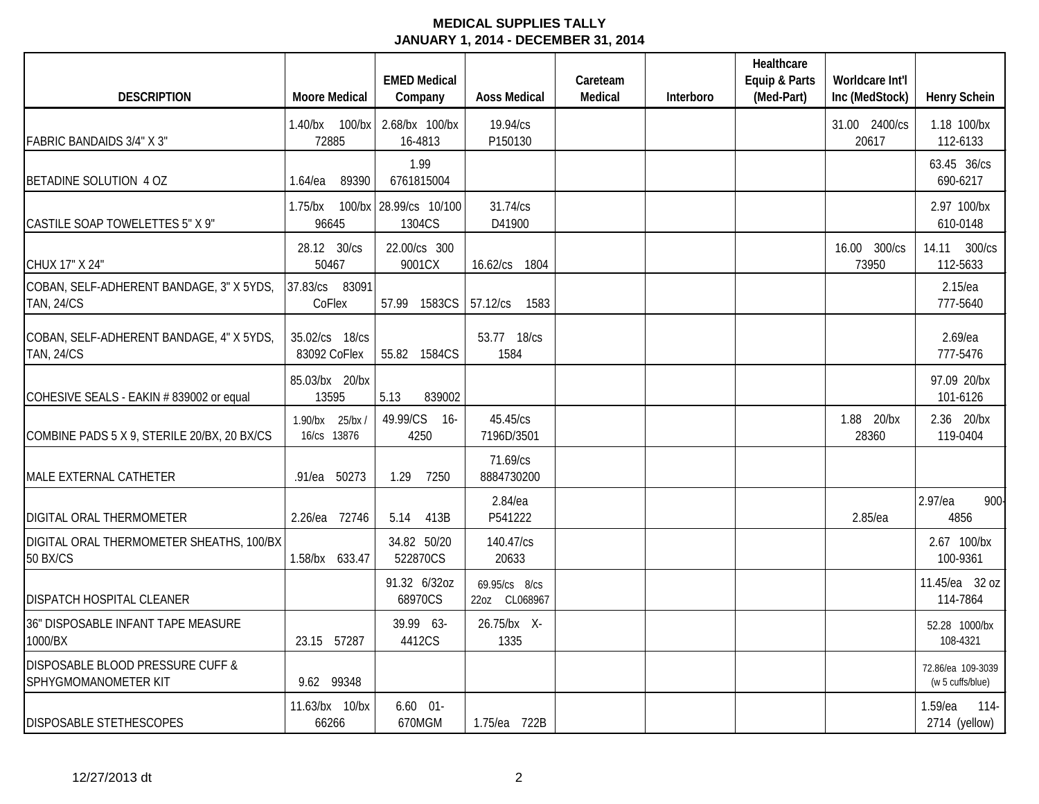**MEDICAL SUPPLIES TALLY**
**JANUARY 1, 2014 - DECEMBER 31, 2014**

| DESCRIPTION | Moore Medical | EMED Medical Company | Aoss Medical | Careteam Medical | Interboro | Healthcare Equip & Parts (Med-Part) | Worldcare Int'l Inc (MedStock) | Henry Schein |
|---|---|---|---|---|---|---|---|---|
| FABRIC BANDAIDS 3/4" X 3" | 1.40/bx 100/bx 72885 | 2.68/bx 100/bx 16-4813 | 19.94/cs P150130 | | | | 31.00 2400/cs 20617 | 1.18 100/bx 112-6133 |
| BETADINE SOLUTION 4 OZ | 1.64/ea 89390 | 1.99 6761815004 | | | | | | 63.45 36/cs 690-6217 |
| CASTILE SOAP TOWELETTES 5" X 9" | 1.75/bx 100/bx 96645 | 28.99/cs 10/100 1304CS | 31.74/cs D41900 | | | | | 2.97 100/bx 610-0148 |
| CHUX 17" X 24" | 28.12 30/cs 50467 | 22.00/cs 300 9001CX | 16.62/cs 1804 | | | | 16.00 300/cs 73950 | 14.11 300/cs 112-5633 |
| COBAN, SELF-ADHERENT BANDAGE, 3" X 5YDS, TAN, 24/CS | 37.83/cs 83091 CoFlex | 57.99 1583CS | 57.12/cs 1583 | | | | | 2.15/ea 777-5640 |
| COBAN, SELF-ADHERENT BANDAGE, 4" X 5YDS, TAN, 24/CS | 35.02/cs 18/cs 83092 CoFlex | 55.82 1584CS | 53.77 18/cs 1584 | | | | | 2.69/ea 777-5476 |
| COHESIVE SEALS - EAKIN # 839002 or equal | 85.03/bx 20/bx 13595 | 5.13 839002 | | | | | | 97.09 20/bx 101-6126 |
| COMBINE PADS 5 X 9, STERILE 20/BX, 20 BX/CS | 1.90/bx 25/bx / 16/cs 13876 | 49.99/CS 16-4250 | 45.45/cs 7196D/3501 | | | | 1.88 20/bx 28360 | 2.36 20/bx 119-0404 |
| MALE EXTERNAL CATHETER | .91/ea 50273 | 1.29 7250 | 71.69/cs 8884730200 | | | | | |
| DIGITAL ORAL THERMOMETER | 2.26/ea 72746 | 5.14 413B | 2.84/ea P541222 | | | | 2.85/ea | 2.97/ea 900-4856 |
| DIGITAL ORAL THERMOMETER SHEATHS, 100/BX 50 BX/CS | 1.58/bx 633.47 | 34.82 50/20 522870CS | 140.47/cs 20633 | | | | | 2.67 100/bx 100-9361 |
| DISPATCH HOSPITAL CLEANER | | 91.32 6/32oz 68970CS | 69.95/cs 8/cs 22oz CL068967 | | | | | 11.45/ea 32 oz 114-7864 |
| 36" DISPOSABLE INFANT TAPE MEASURE 1000/BX | 23.15 57287 | 39.99 63-4412CS | 26.75/bx X-1335 | | | | | 52.28 1000/bx 108-4321 |
| DISPOSABLE BLOOD PRESSURE CUFF & SPHYGMOMANOMETER KIT | 9.62 99348 | | | | | | | 72.86/ea 109-3039 (w 5 cuffs/blue) |
| DISPOSABLE STETHESCOPES | 11.63/bx 10/bx 66266 | 6.60 01-670MGM | 1.75/ea 722B | | | | | 1.59/ea 114-2714 (yellow) |

12/27/2013 dt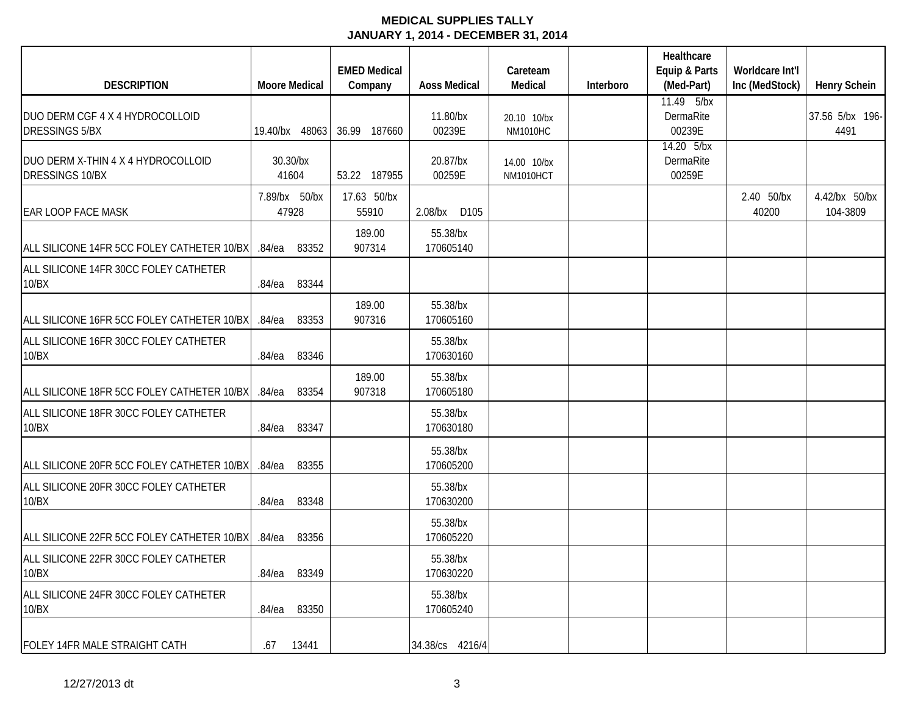**MEDICAL SUPPLIES TALLY**
**JANUARY 1, 2014 - DECEMBER 31, 2014**

| DESCRIPTION | Moore Medical | EMED Medical Company | Aoss Medical | Careteam Medical | Interboro | Healthcare Equip & Parts (Med-Part) | Worldcare Int'l Inc (MedStock) | Henry Schein |
|---|---|---|---|---|---|---|---|---|
| DUO DERM CGF 4 X 4 HYDROCOLLOID DRESSINGS 5/BX | 19.40/bx 48063 | 36.99 187660 | 11.80/bx 00239E | 20.10 10/bx NM1010HC | | 11.49 5/bx DermaRite 00239E | | 37.56 5/bx 196-4491 |
| DUO DERM X-THIN 4 X 4 HYDROCOLLOID DRESSINGS 10/BX | 30.30/bx 41604 | 53.22 187955 | 20.87/bx 00259E | 14.00 10/bx NM1010HCT | | 14.20 5/bx DermaRite 00259E | | |
| EAR LOOP FACE MASK | 7.89/bx 50/bx 47928 | 17.63 50/bx 55910 | 2.08/bx D105 | | | | 2.40 50/bx 40200 | 4.42/bx 50/bx 104-3809 |
| ALL SILICONE 14FR 5CC FOLEY CATHETER 10/BX | .84/ea 83352 | 189.00 907314 | 55.38/bx 170605140 | | | | | |
| ALL SILICONE 14FR 30CC FOLEY CATHETER 10/BX | .84/ea 83344 | | | | | | | |
| ALL SILICONE 16FR 5CC FOLEY CATHETER 10/BX | .84/ea 83353 | 189.00 907316 | 55.38/bx 170605160 | | | | | |
| ALL SILICONE 16FR 30CC FOLEY CATHETER 10/BX | .84/ea 83346 | | 55.38/bx 170630160 | | | | | |
| ALL SILICONE 18FR 5CC FOLEY CATHETER 10/BX | .84/ea 83354 | 189.00 907318 | 55.38/bx 170605180 | | | | | |
| ALL SILICONE 18FR 30CC FOLEY CATHETER 10/BX | .84/ea 83347 | | 55.38/bx 170630180 | | | | | |
| ALL SILICONE 20FR 5CC FOLEY CATHETER 10/BX | .84/ea 83355 | | 55.38/bx 170605200 | | | | | |
| ALL SILICONE 20FR 30CC FOLEY CATHETER 10/BX | .84/ea 83348 | | 55.38/bx 170630200 | | | | | |
| ALL SILICONE 22FR 5CC FOLEY CATHETER 10/BX | .84/ea 83356 | | 55.38/bx 170605220 | | | | | |
| ALL SILICONE 22FR 30CC FOLEY CATHETER 10/BX | .84/ea 83349 | | 55.38/bx 170630220 | | | | | |
| ALL SILICONE 24FR 30CC FOLEY CATHETER 10/BX | .84/ea 83350 | | 55.38/bx 170605240 | | | | | |
| FOLEY 14FR MALE STRAIGHT CATH | .67 13441 | | 34.38/cs 4216/4 | | | | | |

12/27/2013 dt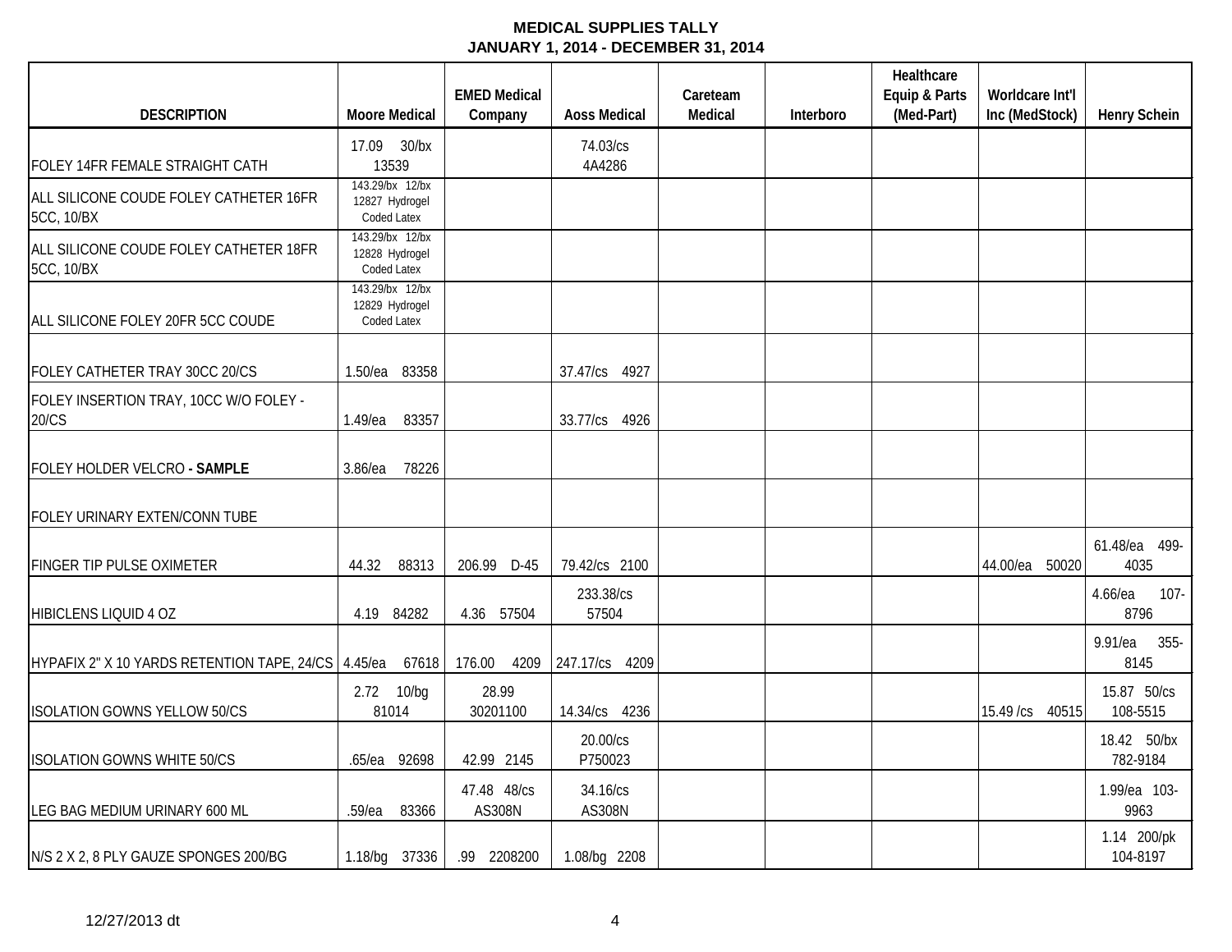**MEDICAL SUPPLIES TALLY**
**JANUARY 1, 2014 - DECEMBER 31, 2014**

| DESCRIPTION | Moore Medical | EMED Medical Company | Aoss Medical | Careteam Medical | Interboro | Healthcare Equip & Parts (Med-Part) | Worldcare Int'l Inc (MedStock) | Henry Schein |
|---|---|---|---|---|---|---|---|---|
| FOLEY 14FR FEMALE STRAIGHT CATH | 17.09 30/bx 13539 | | 74.03/cs 4A4286 | | | | | |
| ALL SILICONE COUDE FOLEY CATHETER 16FR 5CC, 10/BX | 143.29/bx 12/bx 12827 Hydrogel Coded Latex | | | | | | | |
| ALL SILICONE COUDE FOLEY CATHETER 18FR 5CC, 10/BX | 143.29/bx 12/bx 12828 Hydrogel Coded Latex | | | | | | | |
| ALL SILICONE FOLEY 20FR 5CC COUDE | 143.29/bx 12/bx 12829 Hydrogel Coded Latex | | | | | | | |
| FOLEY CATHETER TRAY 30CC 20/CS | 1.50/ea 83358 | | 37.47/cs 4927 | | | | | |
| FOLEY INSERTION TRAY, 10CC W/O FOLEY - 20/CS | 1.49/ea 83357 | | 33.77/cs 4926 | | | | | |
| FOLEY HOLDER VELCRO **- SAMPLE** | 3.86/ea 78226 | | | | | | | |
| FOLEY URINARY EXTEN/CONN TUBE | | | | | | | | |
| FINGER TIP PULSE OXIMETER | 44.32 88313 | 206.99 D-45 | 79.42/cs 2100 | | | | 44.00/ea 50020 | 61.48/ea 499-4035 |
| HIBICLENS LIQUID 4 OZ | 4.19 84282 | 4.36 57504 | 233.38/cs 57504 | | | | | 4.66/ea 107-8796 |
| HYPAFIX 2" X 10 YARDS RETENTION TAPE, 24/CS | 4.45/ea 67618 | 176.00 4209 | 247.17/cs 4209 | | | | | 9.91/ea 355-8145 |
| ISOLATION GOWNS YELLOW 50/CS | 2.72 10/bg 81014 | 28.99 30201100 | 14.34/cs 4236 | | | | 15.49 /cs 40515 | 15.87 50/cs 108-5515 |
| ISOLATION GOWNS WHITE 50/CS | .65/ea 92698 | 42.99 2145 | 20.00/cs P750023 | | | | | 18.42 50/bx 782-9184 |
| LEG BAG MEDIUM URINARY 600 ML | .59/ea 83366 | 47.48 48/cs AS308N | 34.16/cs AS308N | | | | | 1.99/ea 103-9963 |
| N/S 2 X 2, 8 PLY GAUZE SPONGES 200/BG | 1.18/bg 37336 | .99 2208200 | 1.08/bg 2208 | | | | | 1.14 200/pk 104-8197 |

12/27/2013 dt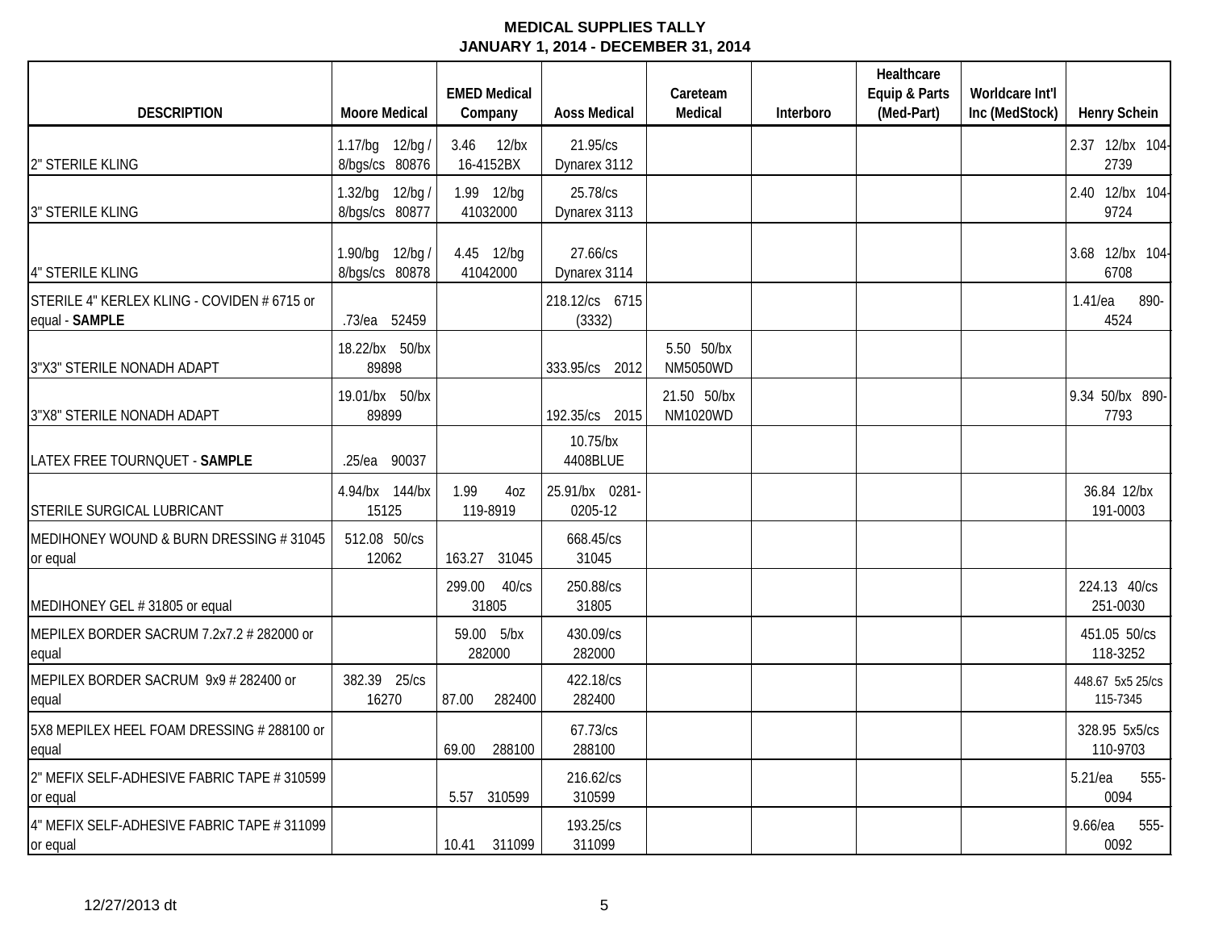**MEDICAL SUPPLIES TALLY**
**JANUARY 1, 2014 - DECEMBER 31, 2014**

| DESCRIPTION | Moore Medical | EMED Medical Company | Aoss Medical | Careteam Medical | Interboro | Healthcare Equip & Parts (Med-Part) | Worldcare Int'l Inc (MedStock) | Henry Schein |
|---|---|---|---|---|---|---|---|---|
| 2" STERILE KLING | 1.17/bg 12/bg / 8/bgs/cs 80876 | 3.46 12/bx 16-4152BX | 21.95/cs Dynarex 3112 | | | | | 2.37 12/bx 104-2739 |
| 3" STERILE KLING | 1.32/bg 12/bg / 8/bgs/cs 80877 | 1.99 12/bg 41032000 | 25.78/cs Dynarex 3113 | | | | | 2.40 12/bx 104-9724 |
| 4" STERILE KLING | 1.90/bg 12/bg / 8/bgs/cs 80878 | 4.45 12/bg 41042000 | 27.66/cs Dynarex 3114 | | | | | 3.68 12/bx 104-6708 |
| STERILE 4" KERLEX KLING - COVIDEN # 6715 or equal - **SAMPLE** | .73/ea 52459 | | 218.12/cs 6715 (3332) | | | | | 1.41/ea 890-4524 |
| 3"X3" STERILE NONADH ADAPT | 18.22/bx 50/bx 89898 | | 333.95/cs 2012 | 5.50 50/bx NM5050WD | | | | |
| 3"X8" STERILE NONADH ADAPT | 19.01/bx 50/bx 89899 | | 192.35/cs 2015 | 21.50 50/bx NM1020WD | | | | 9.34 50/bx 890-7793 |
| LATEX FREE TOURNQUET - **SAMPLE** | .25/ea 90037 | | 10.75/bx 4408BLUE | | | | | |
| STERILE SURGICAL LUBRICANT | 4.94/bx 144/bx 15125 | 1.99 4oz 119-8919 | 25.91/bx 0281-0205-12 | | | | | 36.84 12/bx 191-0003 |
| MEDIHONEY WOUND & BURN DRESSING # 31045 or equal | 512.08 50/cs 12062 | 163.27 31045 | 668.45/cs 31045 | | | | | |
| MEDIHONEY GEL # 31805 or equal | | 299.00 40/cs 31805 | 250.88/cs 31805 | | | | | 224.13 40/cs 251-0030 |
| MEPILEX BORDER SACRUM 7.2x7.2 # 282000 or equal | | 59.00 5/bx 282000 | 430.09/cs 282000 | | | | | 451.05 50/cs 118-3252 |
| MEPILEX BORDER SACRUM 9x9 # 282400 or equal | 382.39 25/cs 16270 | 87.00 282400 | 422.18/cs 282400 | | | | | 448.67 5x5 25/cs 115-7345 |
| 5X8 MEPILEX HEEL FOAM DRESSING # 288100 or equal | | 69.00 288100 | 67.73/cs 288100 | | | | | 328.95 5x5/cs 110-9703 |
| 2" MEFIX SELF-ADHESIVE FABRIC TAPE # 310599 or equal | | 5.57 310599 | 216.62/cs 310599 | | | | | 5.21/ea 555-0094 |
| 4" MEFIX SELF-ADHESIVE FABRIC TAPE # 311099 or equal | | 10.41 311099 | 193.25/cs 311099 | | | | | 9.66/ea 555-0092 |

12/27/2013 dt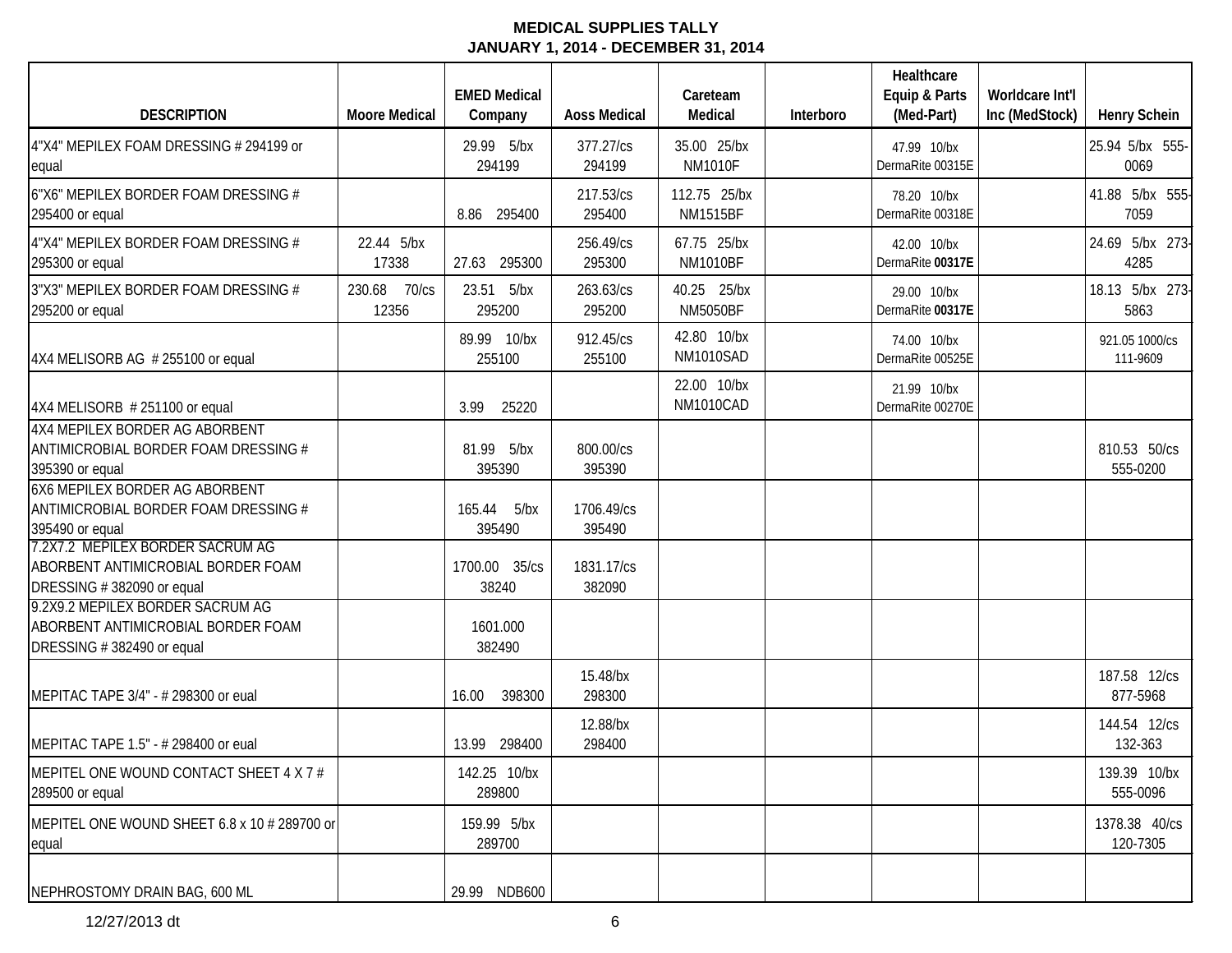# MEDICAL SUPPLIES TALLY
## JANUARY 1, 2014 - DECEMBER 31, 2014

| DESCRIPTION | Moore Medical | EMED Medical Company | Aoss Medical | Careteam Medical | Interboro | Healthcare Equip & Parts (Med-Part) | Worldcare Int'l Inc (MedStock) | Henry Schein |
|---|---|---|---|---|---|---|---|---|
| 4"X4" MEPILEX FOAM DRESSING # 294199 or equal | | 29.99 5/bx 294199 | 377.27/cs 294199 | 35.00 25/bx NM1010F | | 47.99 10/bx DermaRite 00315E | | 25.94 5/bx 555-0069 |
| 6"X6" MEPILEX BORDER FOAM DRESSING # 295400 or equal | | 8.86 295400 | 217.53/cs 295400 | 112.75 25/bx NM1515BF | | 78.20 10/bx DermaRite 00318E | | 41.88 5/bx 555-7059 |
| 4"X4" MEPILEX BORDER FOAM DRESSING # 295300 or equal | 22.44 5/bx 17338 | 27.63 295300 | 256.49/cs 295300 | 67.75 25/bx NM1010BF | | 42.00 10/bx DermaRite **00317E** | | 24.69 5/bx 273-4285 |
| 3"X3" MEPILEX BORDER FOAM DRESSING # 295200 or equal | 230.68 70/cs 12356 | 23.51 5/bx 295200 | 263.63/cs 295200 | 40.25 25/bx NM5050BF | | 29.00 10/bx DermaRite **00317E** | | 18.13 5/bx 273-5863 |
| 4X4 MELISORB AG # 255100 or equal | | 89.99 10/bx 255100 | 912.45/cs 255100 | 42.80 10/bx NM1010SAD | | 74.00 10/bx DermaRite 00525E | | 921.05 1000/cs 111-9609 |
| 4X4 MELISORB # 251100 or equal | | 3.99 25220 | | 22.00 10/bx NM1010CAD | | 21.99 10/bx DermaRite 00270E | | |
| 4X4 MEPILEX BORDER AG ABORBENT ANTIMICROBIAL BORDER FOAM DRESSING # 395390 or equal | | 81.99 5/bx 395390 | 800.00/cs 395390 | | | | | 810.53 50/cs 555-0200 |
| 6X6 MEPILEX BORDER AG ABORBENT ANTIMICROBIAL BORDER FOAM DRESSING # 395490 or equal | | 165.44 5/bx 395490 | 1706.49/cs 395490 | | | | | |
| 7.2X7.2 MEPILEX BORDER SACRUM AG ABORBENT ANTIMICROBIAL BORDER FOAM DRESSING # 382090 or equal | | 1700.00 35/cs 38240 | 1831.17/cs 382090 | | | | | |
| 9.2X9.2 MEPILEX BORDER SACRUM AG ABORBENT ANTIMICROBIAL BORDER FOAM DRESSING # 382490 or equal | | 1601.000 382490 | | | | | | |
| MEPITAC TAPE 3/4" - # 298300 or eual | | 16.00 398300 | 15.48/bx 298300 | | | | | 187.58 12/cs 877-5968 |
| MEPITAC TAPE 1.5" - # 298400 or eual | | 13.99 298400 | 12.88/bx 298400 | | | | | 144.54 12/cs 132-363 |
| MEPITEL ONE WOUND CONTACT SHEET 4 X 7 # 289500 or equal | | 142.25 10/bx 289800 | | | | | | 139.39 10/bx 555-0096 |
| MEPITEL ONE WOUND SHEET 6.8 x 10 # 289700 or equal | | 159.99 5/bx 289700 | | | | | | 1378.38 40/cs 120-7305 |
| NEPHROSTOMY DRAIN BAG, 600 ML | | 29.99 NDB600 | | | | | | |

12/27/2013 dt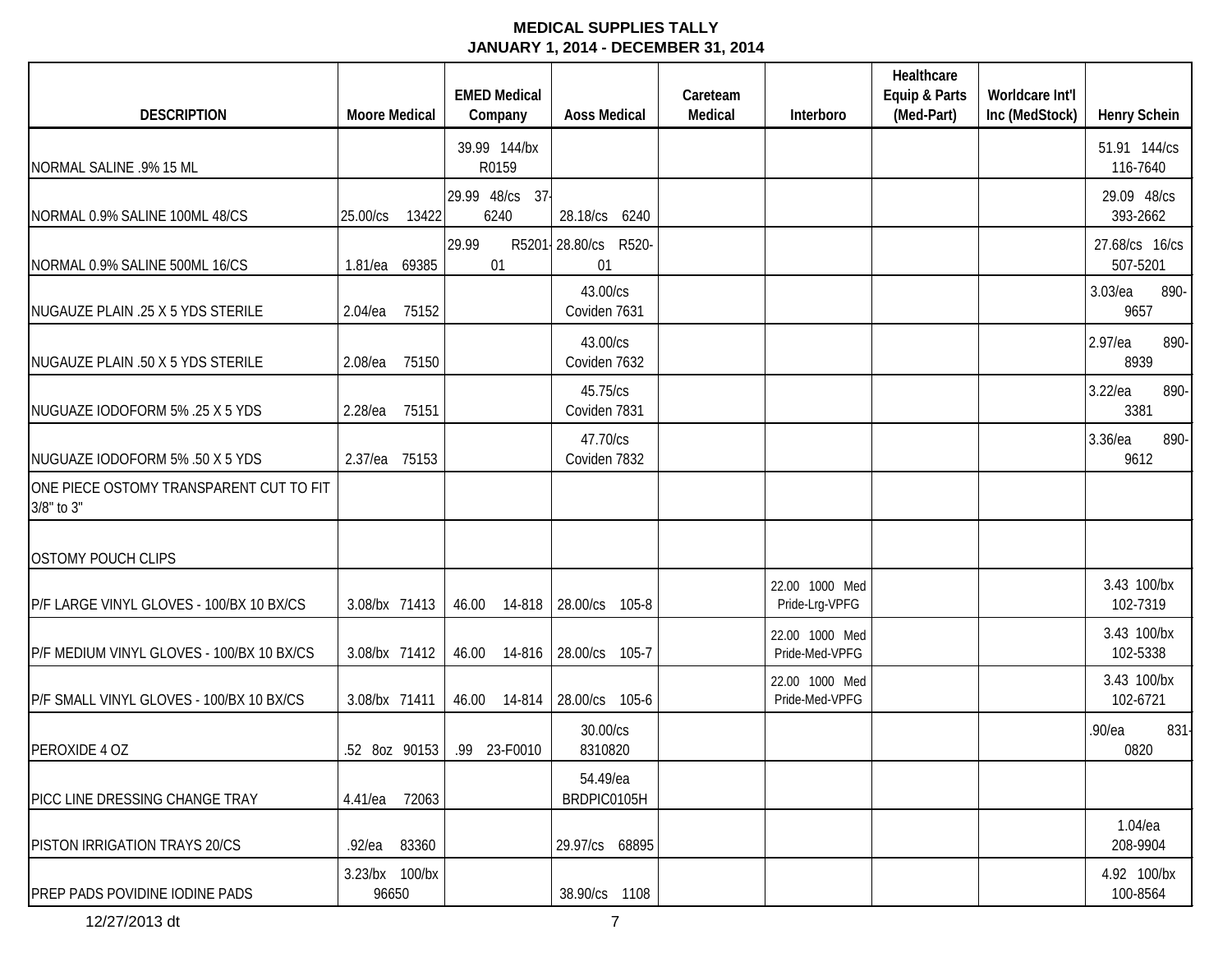# MEDICAL SUPPLIES TALLY
## JANUARY 1, 2014 - DECEMBER 31, 2014

| DESCRIPTION | Moore Medical | EMED Medical Company | Aoss Medical | Careteam Medical | Interboro | Healthcare Equip & Parts (Med-Part) | Worldcare Int'l Inc (MedStock) | Henry Schein |
|---|---|---|---|---|---|---|---|---|
| NORMAL SALINE .9% 15 ML | | 39.99 144/bx R0159 | | | | | | 51.91 144/cs 116-7640 |
| NORMAL 0.9% SALINE 100ML 48/CS | 25.00/cs 13422 | 29.99 48/cs 37-6240 | 28.18/cs 6240 | | | | | 29.09 48/cs 393-2662 |
| NORMAL 0.9% SALINE 500ML 16/CS | 1.81/ea 69385 | 29.99 R5201-01 | 28.80/cs R520-01 | | | | | 27.68/cs 16/cs 507-5201 |
| NUGAUZE PLAIN .25 X 5 YDS STERILE | 2.04/ea 75152 | | 43.00/cs Coviden 7631 | | | | | 3.03/ea 890-9657 |
| NUGAUZE PLAIN .50 X 5 YDS STERILE | 2.08/ea 75150 | | 43.00/cs Coviden 7632 | | | | | 2.97/ea 890-8939 |
| NUGUAZE IODOFORM 5% .25 X 5 YDS | 2.28/ea 75151 | | 45.75/cs Coviden 7831 | | | | | 3.22/ea 890-3381 |
| NUGUAZE IODOFORM 5% .50 X 5 YDS | 2.37/ea 75153 | | 47.70/cs Coviden 7832 | | | | | 3.36/ea 890-9612 |
| ONE PIECE OSTOMY TRANSPARENT CUT TO FIT 3/8" to 3" | | | | | | | | |
| OSTOMY POUCH CLIPS | | | | | | | | |
| P/F LARGE VINYL GLOVES - 100/BX 10 BX/CS | 3.08/bx 71413 | 46.00 14-818 | 28.00/cs 105-8 | | 22.00 1000 Med Pride-Lrg-VPFG | | | 3.43 100/bx 102-7319 |
| P/F MEDIUM VINYL GLOVES - 100/BX 10 BX/CS | 3.08/bx 71412 | 46.00 14-816 | 28.00/cs 105-7 | | 22.00 1000 Med Pride-Med-VPFG | | | 3.43 100/bx 102-5338 |
| P/F SMALL VINYL GLOVES - 100/BX 10 BX/CS | 3.08/bx 71411 | 46.00 14-814 | 28.00/cs 105-6 | | 22.00 1000 Med Pride-Med-VPFG | | | 3.43 100/bx 102-6721 |
| PEROXIDE 4 OZ | .52 8oz 90153 | .99 23-F0010 | 30.00/cs 8310820 | | | | | .90/ea 831-0820 |
| PICC LINE DRESSING CHANGE TRAY | 4.41/ea 72063 | | 54.49/ea BRDPIC0105H | | | | | |
| PISTON IRRIGATION TRAYS 20/CS | .92/ea 83360 | | 29.97/cs 68895 | | | | | 1.04/ea 208-9904 |
| PREP PADS POVIDINE IODINE PADS | 3.23/bx 100/bx 96650 | | 38.90/cs 1108 | | | | | 4.92 100/bx 100-8564 |

12/27/2013 dt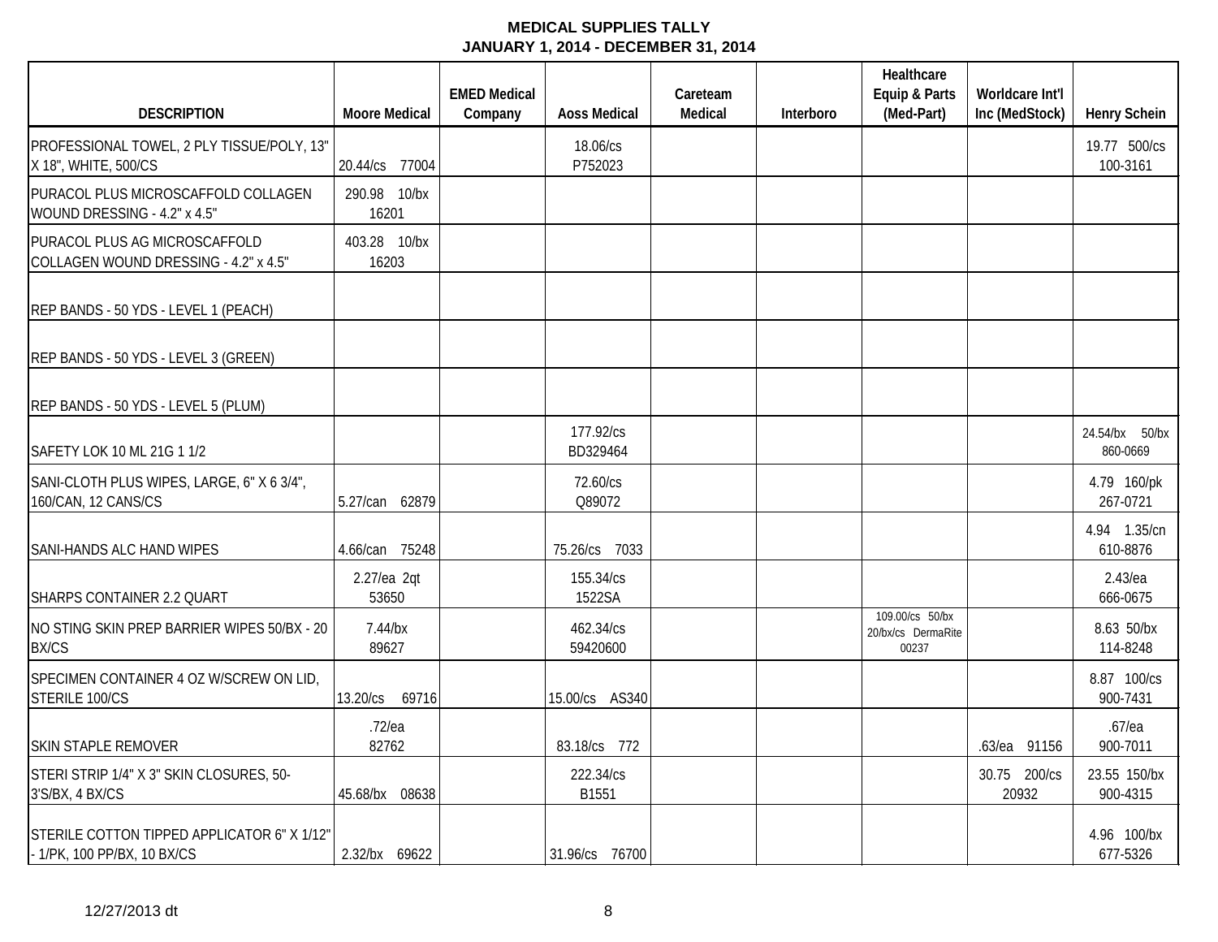**MEDICAL SUPPLIES TALLY**
**JANUARY 1, 2014 - DECEMBER 31, 2014**

| DESCRIPTION | Moore Medical | EMED Medical Company | Aoss Medical | Careteam Medical | Interboro | Healthcare Equip & Parts (Med-Part) | Worldcare Int'l Inc (MedStock) | Henry Schein |
|---|---|---|---|---|---|---|---|---|
| PROFESSIONAL TOWEL, 2 PLY TISSUE/POLY, 13" X 18", WHITE, 500/CS | 20.44/cs 77004 | | 18.06/cs P752023 | | | | | 19.77 500/cs 100-3161 |
| PURACOL PLUS MICROSCAFFOLD COLLAGEN WOUND DRESSING - 4.2" x 4.5" | 290.98 10/bx 16201 | | | | | | | |
| PURACOL PLUS AG MICROSCAFFOLD COLLAGEN WOUND DRESSING - 4.2" x 4.5" | 403.28 10/bx 16203 | | | | | | | |
| REP BANDS - 50 YDS - LEVEL 1 (PEACH) | | | | | | | | |
| REP BANDS - 50 YDS - LEVEL 3 (GREEN) | | | | | | | | |
| REP BANDS - 50 YDS - LEVEL 5 (PLUM) | | | | | | | | |
| SAFETY LOK 10 ML 21G 1 1/2 | | | 177.92/cs BD329464 | | | | | 24.54/bx 50/bx 860-0669 |
| SANI-CLOTH PLUS WIPES, LARGE, 6" X 6 3/4", 160/CAN, 12 CANS/CS | 5.27/can 62879 | | 72.60/cs Q89072 | | | | | 4.79 160/pk 267-0721 |
| SANI-HANDS ALC HAND WIPES | 4.66/can 75248 | | 75.26/cs 7033 | | | | | 4.94 1.35/cn 610-8876 |
| SHARPS CONTAINER 2.2 QUART | 2.27/ea 2qt 53650 | | 155.34/cs 1522SA | | | | | 2.43/ea 666-0675 |
| NO STING SKIN PREP BARRIER WIPES 50/BX - 20 BX/CS | 7.44/bx 89627 | | 462.34/cs 59420600 | | | 109.00/cs 50/bx 20/bx/cs DermaRite 00237 | | 8.63 50/bx 114-8248 |
| SPECIMEN CONTAINER 4 OZ W/SCREW ON LID, STERILE 100/CS | 13.20/cs 69716 | | 15.00/cs AS340 | | | | | 8.87 100/cs 900-7431 |
| SKIN STAPLE REMOVER | .72/ea 82762 | | 83.18/cs 772 | | | | .63/ea 91156 | .67/ea 900-7011 |
| STERI STRIP 1/4" X 3" SKIN CLOSURES, 50-3'S/BX, 4 BX/CS | 45.68/bx 08638 | | 222.34/cs B1551 | | | | 30.75 200/cs 20932 | 23.55 150/bx 900-4315 |
| STERILE COTTON TIPPED APPLICATOR 6" X 1/12" - 1/PK, 100 PP/BX, 10 BX/CS | 2.32/bx 69622 | | 31.96/cs 76700 | | | | | 4.96 100/bx 677-5326 |

12/27/2013 dt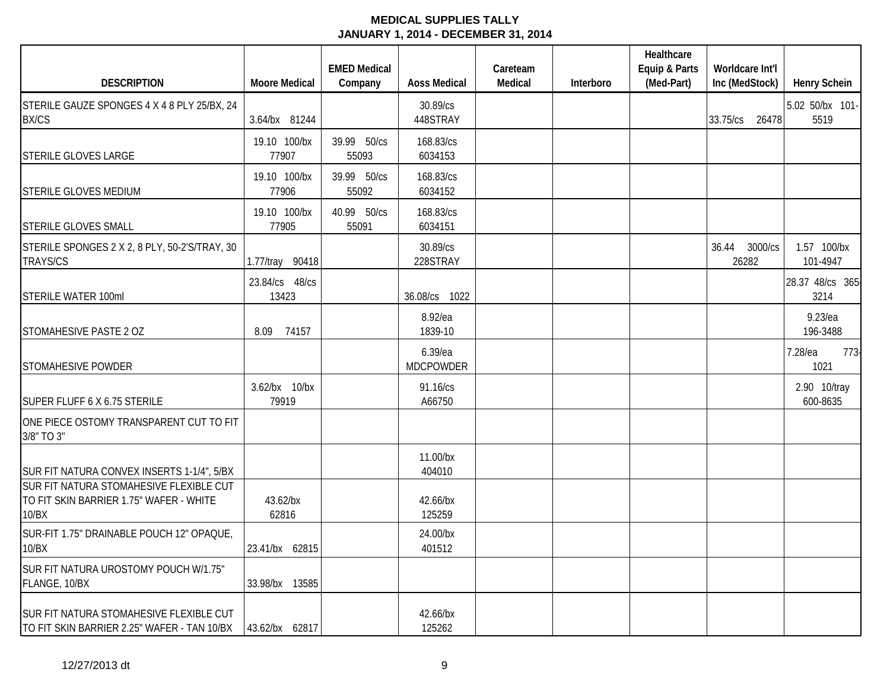**MEDICAL SUPPLIES TALLY**
**JANUARY 1, 2014 - DECEMBER 31, 2014**

| DESCRIPTION | Moore Medical | EMED Medical Company | Aoss Medical | Careteam Medical | Interboro | Healthcare Equip & Parts (Med-Part) | Worldcare Int'l Inc (MedStock) | Henry Schein |
|---|---|---|---|---|---|---|---|---|
| STERILE GAUZE SPONGES 4 X 4 8 PLY 25/BX, 24 BX/CS | 3.64/bx 81244 | | 30.89/cs 448STRAY | | | | 33.75/cs 26478 | 5.02 50/bx 101-5519 |
| STERILE GLOVES LARGE | 19.10 100/bx 77907 | 39.99 50/cs 55093 | 168.83/cs 6034153 | | | | | |
| STERILE GLOVES MEDIUM | 19.10 100/bx 77906 | 39.99 50/cs 55092 | 168.83/cs 6034152 | | | | | |
| STERILE GLOVES SMALL | 19.10 100/bx 77905 | 40.99 50/cs 55091 | 168.83/cs 6034151 | | | | | |
| STERILE SPONGES 2 X 2, 8 PLY, 50-2'S/TRAY, 30 TRAYS/CS | 1.77/tray 90418 | | 30.89/cs 228STRAY | | | | 36.44 3000/cs 26282 | 1.57 100/bx 101-4947 |
| STERILE WATER 100ml | 23.84/cs 48/cs 13423 | | 36.08/cs 1022 | | | | | 28.37 48/cs 365-3214 |
| STOMAHESIVE PASTE 2 OZ | 8.09 74157 | | 8.92/ea 1839-10 | | | | | 9.23/ea 196-3488 |
| STOMAHESIVE POWDER | | | 6.39/ea MDCPOWDER | | | | | 7.28/ea 773-1021 |
| SUPER FLUFF 6 X 6.75 STERILE | 3.62/bx 10/bx 79919 | | 91.16/cs A66750 | | | | | 2.90 10/tray 600-8635 |
| ONE PIECE OSTOMY TRANSPARENT CUT TO FIT 3/8" TO 3" | | | | | | | | |
| SUR FIT NATURA CONVEX INSERTS 1-1/4", 5/BX | | | 11.00/bx 404010 | | | | | |
| SUR FIT NATURA STOMAHESIVE FLEXIBLE CUT TO FIT SKIN BARRIER 1.75" WAFER - WHITE 10/BX | 43.62/bx 62816 | | 42.66/bx 125259 | | | | | |
| SUR-FIT 1.75" DRAINABLE POUCH 12" OPAQUE, 10/BX | 23.41/bx 62815 | | 24.00/bx 401512 | | | | | |
| SUR FIT NATURA UROSTOMY POUCH W/1.75" FLANGE, 10/BX | 33.98/bx 13585 | | | | | | | |
| SUR FIT NATURA STOMAHESIVE FLEXIBLE CUT TO FIT SKIN BARRIER 2.25" WAFER - TAN 10/BX | 43.62/bx 62817 | | 42.66/bx 125262 | | | | | |

12/27/2013 dt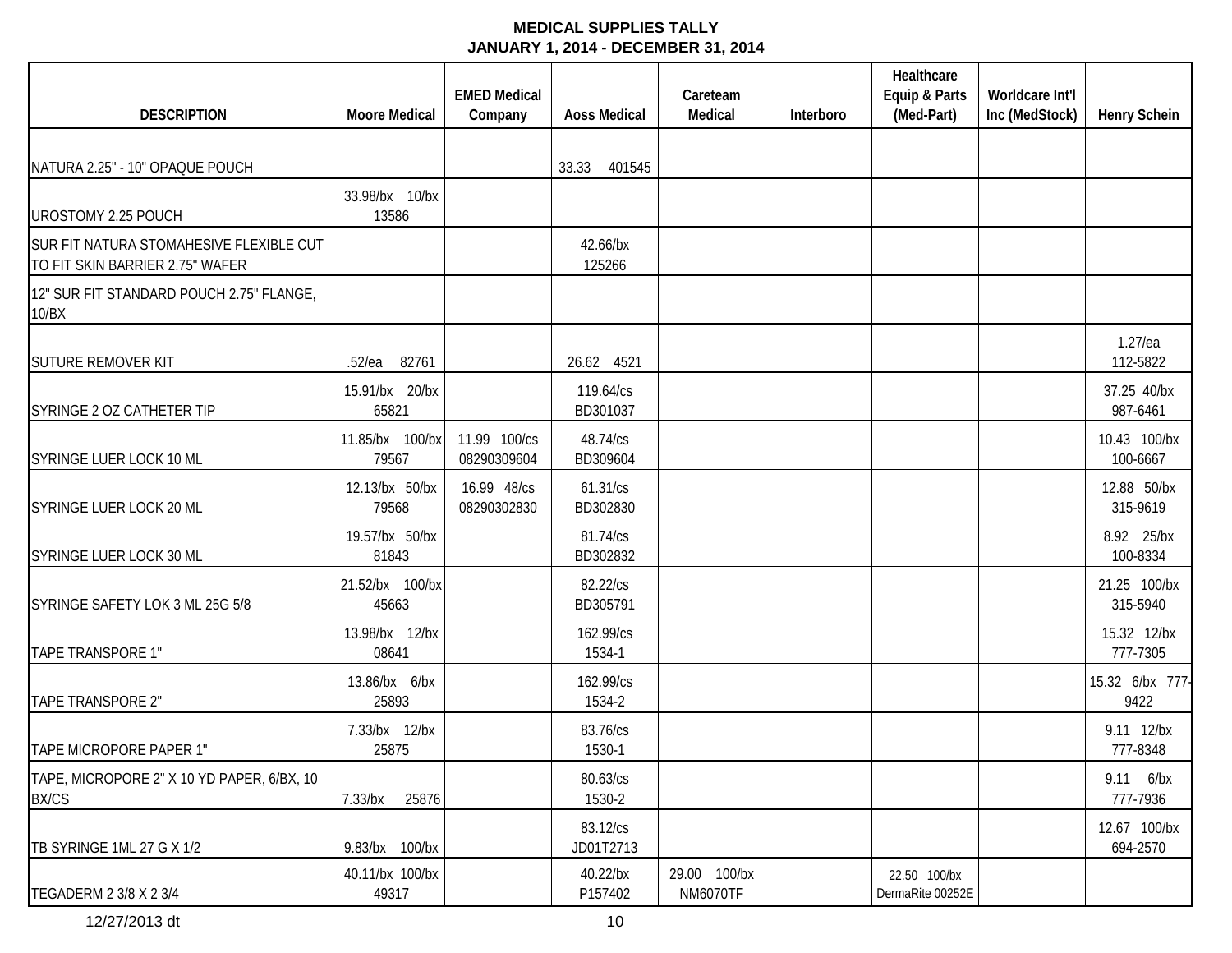**MEDICAL SUPPLIES TALLY**
**JANUARY 1, 2014 - DECEMBER 31, 2014**

| DESCRIPTION | Moore Medical | EMED Medical Company | Aoss Medical | Careteam Medical | Interboro | Healthcare Equip & Parts (Med-Part) | Worldcare Int'l Inc (MedStock) | Henry Schein |
|---|---|---|---|---|---|---|---|---|
| NATURA 2.25" - 10" OPAQUE POUCH | | | 33.33 401545 | | | | | |
| UROSTOMY 2.25 POUCH | 33.98/bx 10/bx 13586 | | | | | | | |
| SUR FIT NATURA STOMAHESIVE FLEXIBLE CUT TO FIT SKIN BARRIER 2.75" WAFER | | | 42.66/bx 125266 | | | | | |
| 12" SUR FIT STANDARD POUCH 2.75" FLANGE, 10/BX | | | | | | | | |
| SUTURE REMOVER KIT | .52/ea 82761 | | 26.62 4521 | | | | | 1.27/ea 112-5822 |
| SYRINGE 2 OZ CATHETER TIP | 15.91/bx 20/bx 65821 | | 119.64/cs BD301037 | | | | | 37.25 40/bx 987-6461 |
| SYRINGE LUER LOCK 10 ML | 11.85/bx 100/bx 79567 | 11.99 100/cs 08290309604 | 48.74/cs BD309604 | | | | | 10.43 100/bx 100-6667 |
| SYRINGE LUER LOCK 20 ML | 12.13/bx 50/bx 79568 | 16.99 48/cs 08290302830 | 61.31/cs BD302830 | | | | | 12.88 50/bx 315-9619 |
| SYRINGE LUER LOCK 30 ML | 19.57/bx 50/bx 81843 | | 81.74/cs BD302832 | | | | | 8.92 25/bx 100-8334 |
| SYRINGE SAFETY LOK 3 ML 25G 5/8 | 21.52/bx 100/bx 45663 | | 82.22/cs BD305791 | | | | | 21.25 100/bx 315-5940 |
| TAPE TRANSPORE 1" | 13.98/bx 12/bx 08641 | | 162.99/cs 1534-1 | | | | | 15.32 12/bx 777-7305 |
| TAPE TRANSPORE 2" | 13.86/bx 6/bx 25893 | | 162.99/cs 1534-2 | | | | | 15.32 6/bx 777-9422 |
| TAPE MICROPORE PAPER 1" | 7.33/bx 12/bx 25875 | | 83.76/cs 1530-1 | | | | | 9.11 12/bx 777-8348 |
| TAPE, MICROPORE 2" X 10 YD PAPER, 6/BX, 10 BX/CS | 7.33/bx 25876 | | 80.63/cs 1530-2 | | | | | 9.11 6/bx 777-7936 |
| TB SYRINGE 1ML 27 G X 1/2 | 9.83/bx 100/bx | | 83.12/cs JD01T2713 | | | | | 12.67 100/bx 694-2570 |
| TEGADERM 2 3/8 X 2 3/4 | 40.11/bx 100/bx 49317 | | 40.22/bx P157402 | 29.00 100/bx NM6070TF | | 22.50 100/bx DermaRite 00252E | | |

12/27/2013 dt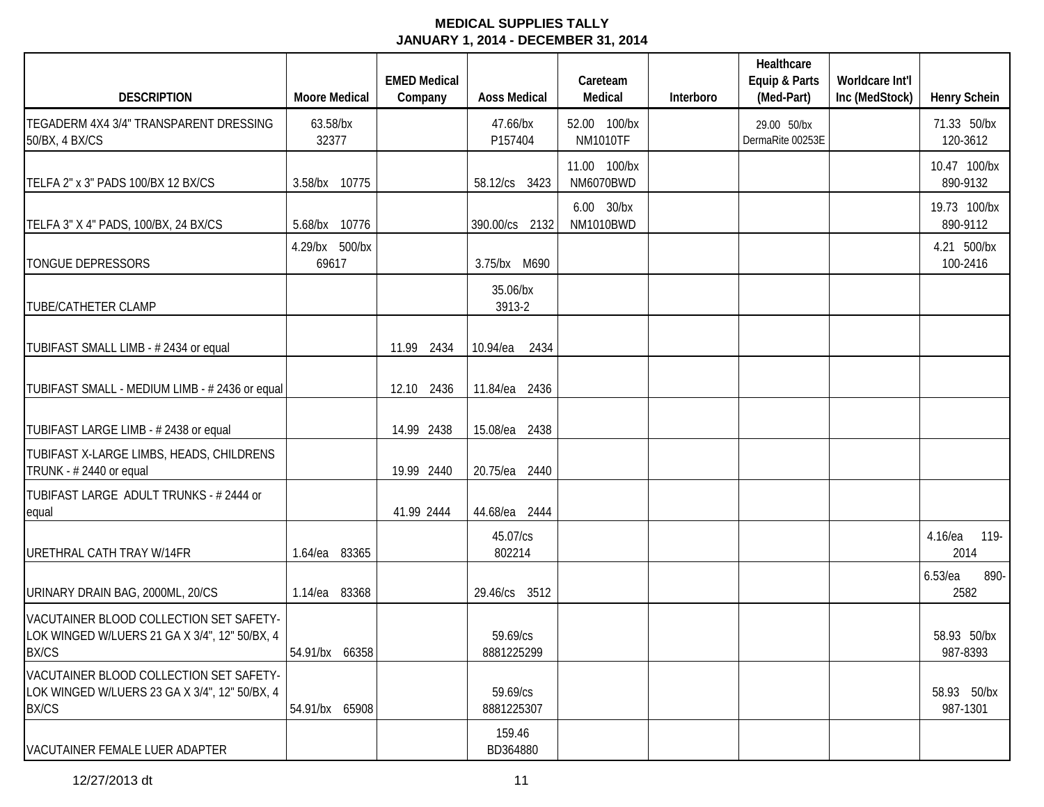**MEDICAL SUPPLIES TALLY**
**JANUARY 1, 2014 - DECEMBER 31, 2014**

| DESCRIPTION | Moore Medical | EMED Medical Company | Aoss Medical | Careteam Medical | Interboro | Healthcare Equip & Parts (Med-Part) | Worldcare Int'l Inc (MedStock) | Henry Schein |
|---|---|---|---|---|---|---|---|---|
| TEGADERM 4X4 3/4" TRANSPARENT DRESSING 50/BX, 4 BX/CS | 63.58/bx 32377 | | 47.66/bx P157404 | 52.00 100/bx NM1010TF | | 29.00 50/bx DermaRite 00253E | | 71.33 50/bx 120-3612 |
| TELFA 2" x 3" PADS 100/BX 12 BX/CS | 3.58/bx 10775 | | 58.12/cs 3423 | 11.00 100/bx NM6070BWD | | | | 10.47 100/bx 890-9132 |
| TELFA 3" X 4" PADS, 100/BX, 24 BX/CS | 5.68/bx 10776 | | 390.00/cs 2132 | 6.00 30/bx NM1010BWD | | | | 19.73 100/bx 890-9112 |
| TONGUE DEPRESSORS | 4.29/bx 500/bx 69617 | | 3.75/bx M690 | | | | | 4.21 500/bx 100-2416 |
| TUBE/CATHETER CLAMP | | | 35.06/bx 3913-2 | | | | | |
| TUBIFAST SMALL LIMB - # 2434 or equal | | 11.99 2434 | 10.94/ea 2434 | | | | | |
| TUBIFAST SMALL - MEDIUM LIMB - # 2436 or equal | | 12.10 2436 | 11.84/ea 2436 | | | | | |
| TUBIFAST LARGE LIMB - # 2438 or equal | | 14.99 2438 | 15.08/ea 2438 | | | | | |
| TUBIFAST X-LARGE LIMBS, HEADS, CHILDRENS TRUNK - # 2440 or equal | | 19.99 2440 | 20.75/ea 2440 | | | | | |
| TUBIFAST LARGE ADULT TRUNKS - # 2444 or equal | | 41.99 2444 | 44.68/ea 2444 | | | | | |
| URETHRAL CATH TRAY W/14FR | 1.64/ea 83365 | | 45.07/cs 802214 | | | | | 4.16/ea 119-2014 |
| URINARY DRAIN BAG, 2000ML, 20/CS | 1.14/ea 83368 | | 29.46/cs 3512 | | | | | 6.53/ea 890-2582 |
| VACUTAINER BLOOD COLLECTION SET SAFETY-LOK WINGED W/LUERS 21 GA X 3/4", 12" 50/BX, 4 BX/CS | 54.91/bx 66358 | | 59.69/cs 8881225299 | | | | | 58.93 50/bx 987-8393 |
| VACUTAINER BLOOD COLLECTION SET SAFETY-LOK WINGED W/LUERS 23 GA X 3/4", 12" 50/BX, 4 BX/CS | 54.91/bx 65908 | | 59.69/cs 8881225307 | | | | | 58.93 50/bx 987-1301 |
| VACUTAINER FEMALE LUER ADAPTER | | | 159.46 BD364880 | | | | | |

12/27/2013 dt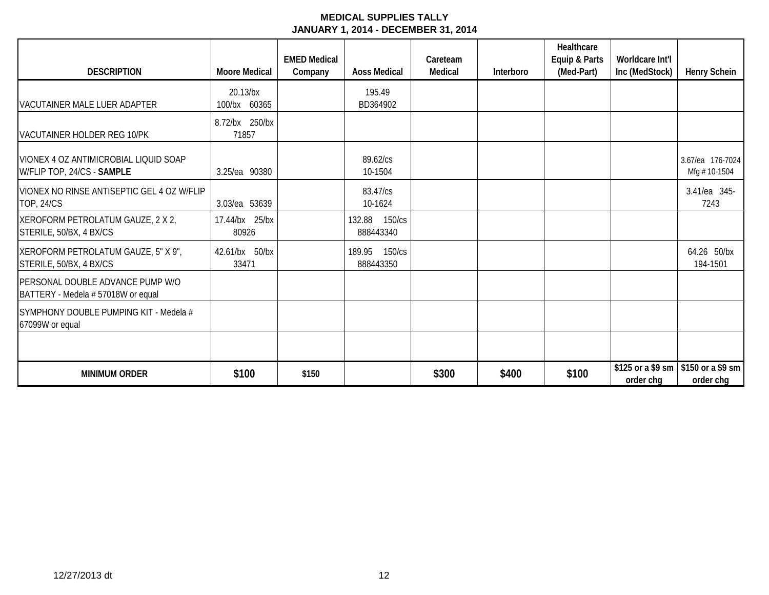**MEDICAL SUPPLIES TALLY**
**JANUARY 1, 2014 - DECEMBER 31, 2014**

| DESCRIPTION | Moore Medical | EMED Medical Company | Aoss Medical | Careteam Medical | Interboro | Healthcare Equip & Parts (Med-Part) | Worldcare Int'l Inc (MedStock) | Henry Schein |
|---|---|---|---|---|---|---|---|---|
| VACUTAINER MALE LUER ADAPTER | 20.13/bx 100/bx 60365 | | 195.49 BD364902 | | | | | |
| VACUTAINER HOLDER REG 10/PK | 8.72/bx 250/bx 71857 | | | | | | | |
| VIONEX 4 OZ ANTIMICROBIAL LIQUID SOAP W/FLIP TOP, 24/CS - **SAMPLE** | 3.25/ea 90380 | | 89.62/cs 10-1504 | | | | | 3.67/ea 176-7024 Mfg # 10-1504 |
| VIONEX NO RINSE ANTISEPTIC GEL 4 OZ W/FLIP TOP, 24/CS | 3.03/ea 53639 | | 83.47/cs 10-1624 | | | | | 3.41/ea 345-7243 |
| XEROFORM PETROLATUM GAUZE, 2 X 2, STERILE, 50/BX, 4 BX/CS | 17.44/bx 25/bx 80926 | | 132.88 150/cs 888443340 | | | | | |
| XEROFORM PETROLATUM GAUZE, 5" X 9", STERILE, 50/BX, 4 BX/CS | 42.61/bx 50/bx 33471 | | 189.95 150/cs 888443350 | | | | | 64.26 50/bx 194-1501 |
| PERSONAL DOUBLE ADVANCE PUMP W/O BATTERY - Medela # 57018W or equal | | | | | | | | |
| SYMPHONY DOUBLE PUMPING KIT - Medela # 67099W or equal | | | | | | | | |
| | | | | | | | | |
| **MINIMUM ORDER** | **$100** | **$150** | | **$300** | **$400** | **$100** | **$125 or a $9 sm order chg** | **$150 or a $9 sm order chg** |

12/27/2013 dt